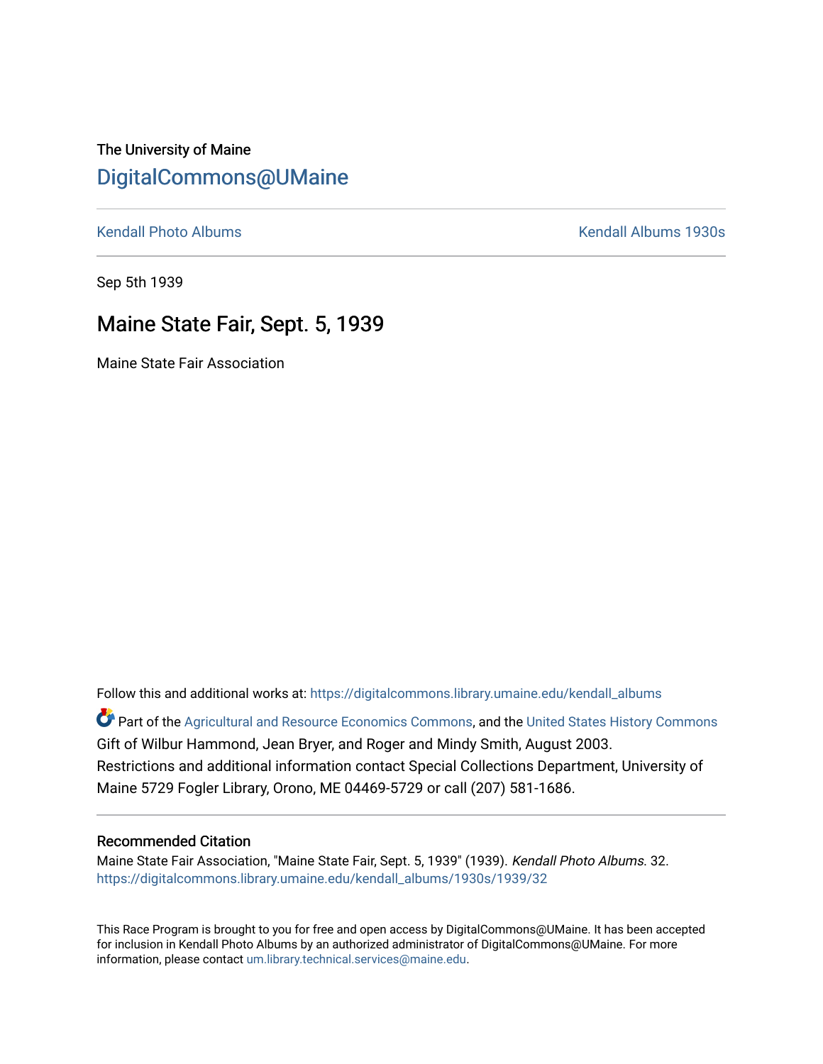The University of Maine

# DigitalCommons@UMaine

Kendall Photo Albums                                                                                    Kendall Albums 1930s

Sep 5th 1939

## Maine State Fair, Sept. 5, 1939

Maine State Fair Association

Follow this and additional works at: https://digitalcommons.library.umaine.edu/kendall_albums

Part of the Agricultural and Resource Economics Commons, and the United States History Commons
Gift of Wilbur Hammond, Jean Bryer, and Roger and Mindy Smith, August 2003.
Restrictions and additional information contact Special Collections Department, University of Maine 5729 Fogler Library, Orono, ME 04469-5729 or call (207) 581-1686.

### Recommended Citation

Maine State Fair Association, "Maine State Fair, Sept. 5, 1939" (1939). *Kendall Photo Albums*. 32.
https://digitalcommons.library.umaine.edu/kendall_albums/1930s/1939/32

This Race Program is brought to you for free and open access by DigitalCommons@UMaine. It has been accepted for inclusion in Kendall Photo Albums by an authorized administrator of DigitalCommons@UMaine. For more information, please contact um.library.technical.services@maine.edu.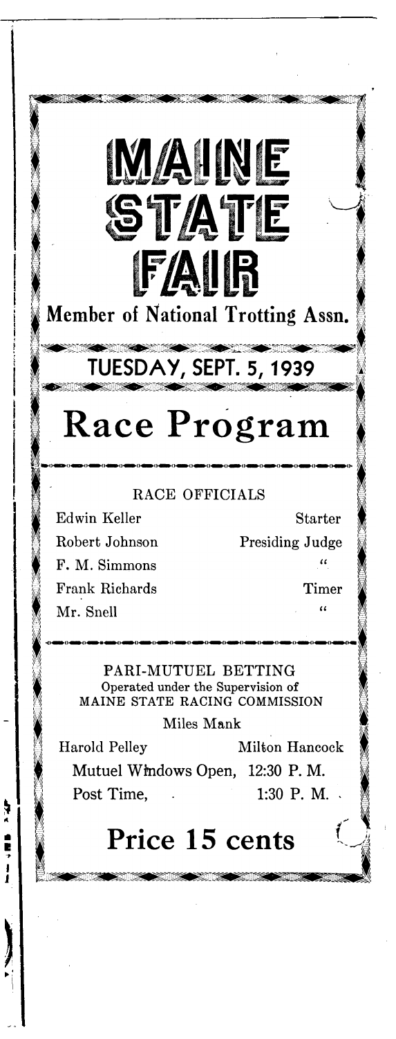# MAINE STATE FAIR

Member of National Trotting Assn.

## TUESDAY, SEPT. 5, 1939

# Race Program

### RACE OFFICIALS

| | |
|---|---|
| Edwin Keller | Starter |
| Robert Johnson | Presiding Judge |
| F. M. Simmons | " |
| Frank Richards | Timer |
| Mr. Snell | " |

### PARI-MUTUEL BETTING

Operated under the Supervision of
MAINE STATE RACING COMMISSION

Miles Mank

Harold Pelley — Milton Hancock

Mutuel Windows Open, 12:30 P. M.

Post Time, 1:30 P. M.

## Price 15 cents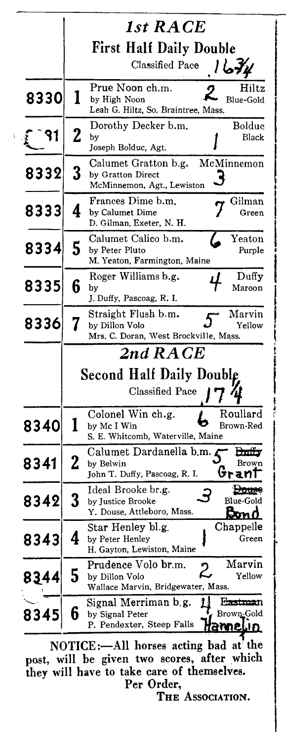# 1st RACE

## First Half Daily Double

Classified Pace 16¾

| No. | Post | Horse / Sire / Owner | Handwritten | Driver / Colors |
|---|---|---|---|---|
| 8330 | 1 | Prue Noon ch.m. by High Noon Leah G. Hiltz, So. Braintree, Mass. | 2 | Hiltz Blue-Gold |
| 8331 | 2 | Dorothy Decker b.m. by Joseph Bolduc, Agt. | 1 | Bolduc Black |
| 8332 | 3 | Calumet Gratton b.g. by Gratton Direct McMinnemon, Agt., Lewiston | 3 | McMinnemon |
| 8333 | 4 | Frances Dime b.m. by Calumet Dime D. Gilman, Exeter, N. H. | 7 | Gilman Green |
| 8334 | 5 | Calumet Calico b.m. by Peter Pluto M. Yeaton, Farmington, Maine | 6 | Yeaton Purple |
| 8335 | 6 | Roger Williams b.g. by J. Duffy, Pascoag, R. I. | 4 | Duffy Maroon |
| 8336 | 7 | Straight Flush b.m. by Dillon Volo Mrs. C. Doran, West Brockville, Mass. | 5 | Marvin Yellow |

# 2nd RACE

## Second Half Daily Double

Classified Pace 17¼

| No. | Post | Horse / Sire / Owner | Handwritten | Driver / Colors |
|---|---|---|---|---|
| 8340 | 1 | Colonel Win ch.g. by Mc I Win S. E. Whitcomb, Waterville, Maine | 6 | Roullard Brown-Red |
| 8341 | 2 | Calumet Dardanella b.m. by Belwin John T. Duffy, Pascoag, R. I. | 5 | ~~Duffy~~ Grant Brown |
| 8342 | 3 | Ideal Brooke br.g. by Justice Brooke Y. Douse, Attleboro, Mass. | 3 | ~~Douse~~ Bond Blue-Gold |
| 8343 | 4 | Star Henley bl.g. by Peter Henley H. Gayton, Lewiston, Maine | 1 | Chappelle Green |
| 8344 | 5 | Prudence Volo br.m. by Dillon Volo Wallace Marvin, Bridgewater, Mass. | 2 | Marvin Yellow |
| 8345 | 6 | Signal Merriman b.g. by Signal Peter P. Pendexter, Steep Falls | 4 | ~~Eastman~~ Hannelin Brown-Gold |

NOTICE:—All horses acting bad at the post, will be given two scores, after which they will have to take care of themselves.

Per Order,
THE ASSOCIATION.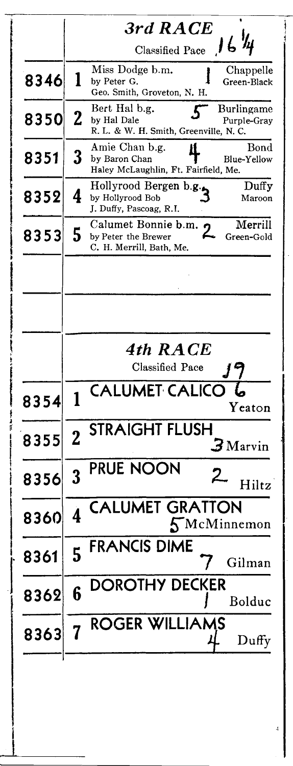## 3rd RACE

Classified Pace 16 1/4

| | | | | |
|---|---|---|---|---|
| 8346 | 1 | Miss Dodge b.m.<br>by Peter G.<br>Geo. Smith, Groveton, N. H. | 1 | Chappelle<br>Green-Black |
| 8350 | 2 | Bert Hal b.g.<br>by Hal Dale<br>R. L. & W. H. Smith, Greenville, N. C. | 5 | Burlingame<br>Purple-Gray |
| 8351 | 3 | Amie Chan b.g.<br>by Baron Chan<br>Haley McLaughlin, Ft. Fairfield, Me. | 4 | Bond<br>Blue-Yellow |
| 8352 | 4 | Hollyrood Bergen b.g.<br>by Hollyrood Bob<br>J. Duffy, Pascoag, R.I. | 3 | Duffy<br>Maroon |
| 8353 | 5 | Calumet Bonnie b.m.<br>by Peter the Brewer<br>C. H. Merrill, Bath, Me. | 2 | Merrill<br>Green-Gold |

## 4th RACE

Classified Pace 19

| | | | | |
|---|---|---|---|---|
| 8354 | 1 | CALUMET CALICO | 6 | Yeaton |
| 8355 | 2 | STRAIGHT FLUSH | 3 | Marvin |
| 8356 | 3 | PRUE NOON | 2 | Hiltz |
| 8360 | 4 | CALUMET GRATTON | 5 | McMinnemon |
| 8361 | 5 | FRANCIS DIME | 7 | Gilman |
| 8362 | 6 | DOROTHY DECKER | 1 | Bolduc |
| 8363 | 7 | ROGER WILLIAMS | 4 | Duffy |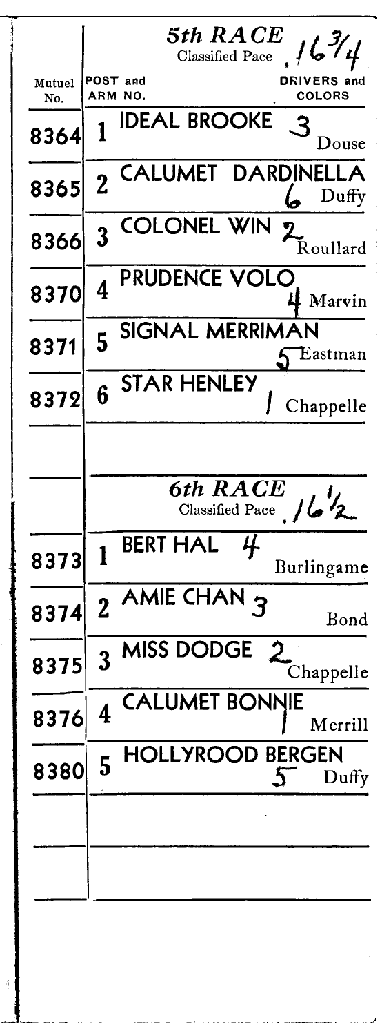## 5th RACE

Classified Pace . 1:6 3/4

| Mutuel No. | POST and ARM NO. | DRIVERS and COLORS |
|---|---|---|
| 8364 | 1 | IDEAL BROOKE 3 Douse |
| 8365 | 2 | CALUMET DARDINELLA 6 Duffy |
| 8366 | 3 | COLONEL WIN 2 Roullard |
| 8370 | 4 | PRUDENCE VOLO 4 Marvin |
| 8371 | 5 | SIGNAL MERRIMAN 5 Eastman |
| 8372 | 6 | STAR HENLEY 1 Chappelle |

## 6th RACE

Classified Pace . 1:6 1/2

| Mutuel No. | POST and ARM NO. | DRIVERS and COLORS |
|---|---|---|
| 8373 | 1 | BERT HAL 4 Burlingame |
| 8374 | 2 | AMIE CHAN 3 Bond |
| 8375 | 3 | MISS DODGE 2 Chappelle |
| 8376 | 4 | CALUMET BONNIE 1 Merrill |
| 8380 | 5 | HOLLYROOD BERGEN 5 Duffy |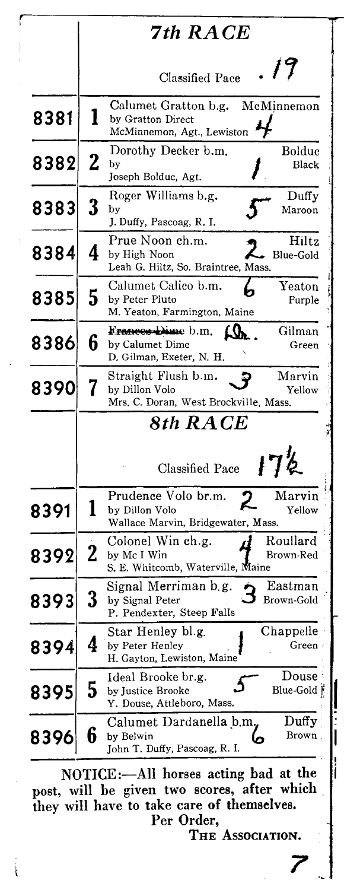## *7th RACE*

Classified Pace .19

| Program No. | Post | Horse | Handwritten | Driver / Colors |
|---|---|---|---|---|
| 8381 | 1 | Calumet Gratton b.g.<br>by Gratton Direct<br>McMinnemon, Agt., Lewiston | 4 | McMinnemon |
| 8382 | 2 | Dorothy Decker b.m.<br>by<br>Joseph Bolduc, Agt. | 1 | Bolduc<br>Black |
| 8383 | 3 | Roger Williams b.g.<br>by<br>J. Duffy, Pascoag, R. I. | 5 | Duffy<br>Maroon |
| 8384 | 4 | Prue Noon ch.m.<br>by High Noon<br>Leah G. Hiltz, So. Braintree, Mass. | 2 | Hiltz<br>Blue-Gold |
| 8385 | 5 | Calumet Calico b.m.<br>by Peter Pluto<br>M. Yeaton, Farmington, Maine | 6 | Yeaton<br>Purple |
| 8386 | 6 | ~~Frances Dime~~ b.m.<br>by Calumet Dime<br>D. Gilman, Exeter, N. H. | Dr. | Gilman<br>Green |
| 8390 | 7 | Straight Flush b.m.<br>by Dillon Volo<br>Mrs. C. Doran, West Brockville, Mass. | 3 | Marvin<br>Yellow |

## *8th RACE*

Classified Pace 17½

| Program No. | Post | Horse | Handwritten | Driver / Colors |
|---|---|---|---|---|
| 8391 | 1 | Prudence Volo br.m.<br>by Dillon Volo<br>Wallace Marvin, Bridgewater, Mass. | 2 | Marvin<br>Yellow |
| 8392 | 2 | Colonel Win ch.g.<br>by Mc I Win<br>S. E. Whitcomb, Waterville, Maine | 4 | Roullard<br>Brown-Red |
| 8393 | 3 | Signal Merriman b.g.<br>by Signal Peter<br>P. Pendexter, Steep Falls | 3 | Eastman<br>Brown-Gold |
| 8394 | 4 | Star Henley bl.g.<br>by Peter Henley<br>H. Gayton, Lewiston, Maine | 1 | Chappelle<br>Green |
| 8395 | 5 | Ideal Brooke br.g.<br>by Justice Brooke<br>Y. Douse, Attleboro, Mass. | 5 | Douse<br>Blue-Gold |
| 8396 | 6 | Calumet Dardanella b.m.<br>by Belwin<br>John T. Duffy, Pascoag, R. I. | 6 | Duffy<br>Brown |

NOTICE:—All horses acting bad at the post, will be given two scores, after which they will have to take care of themselves.

Per Order,

THE ASSOCIATION.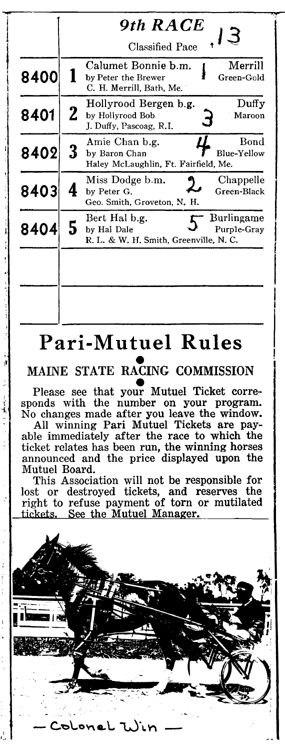## 9th RACE

Classified Pace

.13

| | | | |
|---|---|---|---|
| 8400 | 1 | Calumet Bonnie b.m. by Peter the Brewer C. H. Merrill, Bath, Me. 1 | Merrill Green-Gold |
| 8401 | 2 | Hollyrood Bergen b.g. by Hollyrood Bob J. Duffy, Pascoag, R.I. 3 | Duffy Maroon |
| 8402 | 3 | Amie Chan b.g. by Baron Chan Haley McLaughlin, Ft. Fairfield, Me. 4 | Bond Blue-Yellow |
| 8403 | 4 | Miss Dodge b.m. by Peter G. Geo. Smith, Groveton, N. H. 2 | Chappelle Green-Black |
| 8404 | 5 | Bert Hal b.g. by Hal Dale R. L. & W. H. Smith, Greenville, N. C. 5 | Burlingame Purple-Gray |

# Pari-Mutuel Rules

## MAINE STATE RACING COMMISSION

Please see that your Mutuel Ticket corresponds with the number on your program. No changes made after you leave the window.

All winning Pari Mutuel Tickets are payable immediately after the race to which the ticket relates has been run, the winning horses announced and the price displayed upon the Mutuel Board.

This Association will not be responsible for lost or destroyed tickets, and reserves the right to refuse payment of torn or mutilated tickets. See the Mutuel Manager.

— Colonel Win —